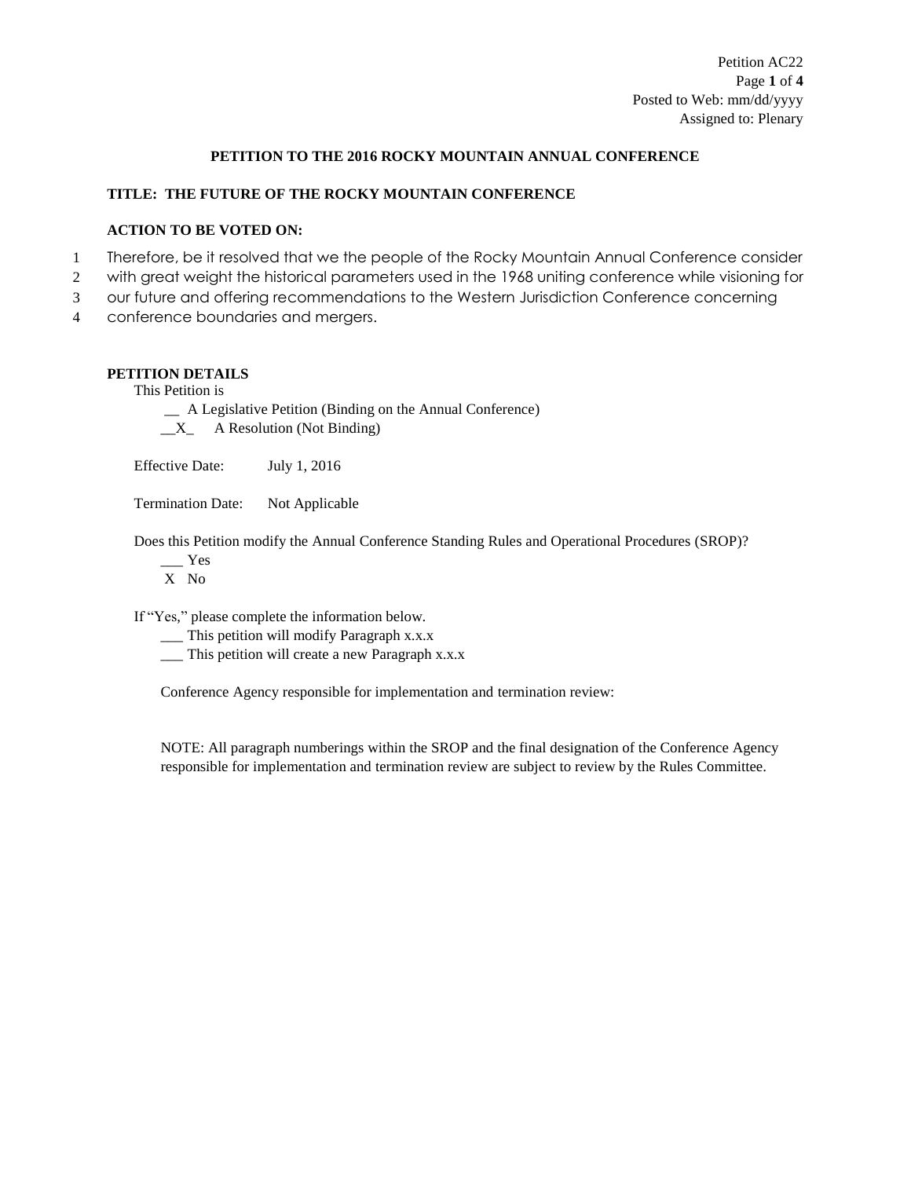Petition AC22
Posted to Web: mm/dd/yyyy
Assigned to: Plenary

# PETITION TO THE 2016 ROCKY MOUNTAIN ANNUAL CONFERENCE

## TITLE: THE FUTURE OF THE ROCKY MOUNTAIN CONFERENCE

### ACTION TO BE VOTED ON:

1 Therefore, be it resolved that we the people of the Rocky Mountain Annual Conference consider
2 with great weight the historical parameters used in the 1968 uniting conference while visioning for
3 our future and offering recommendations to the Western Jurisdiction Conference concerning
4 conference boundaries and mergers.

### PETITION DETAILS

This Petition is

__ A Legislative Petition (Binding on the Annual Conference)
__X_ A Resolution (Not Binding)

Effective Date: July 1, 2016

Termination Date: Not Applicable

Does this Petition modify the Annual Conference Standing Rules and Operational Procedures (SROP)?

___ Yes
X No

If "Yes," please complete the information below.

___ This petition will modify Paragraph x.x.x
___ This petition will create a new Paragraph x.x.x

Conference Agency responsible for implementation and termination review:

NOTE: All paragraph numberings within the SROP and the final designation of the Conference Agency responsible for implementation and termination review are subject to review by the Rules Committee.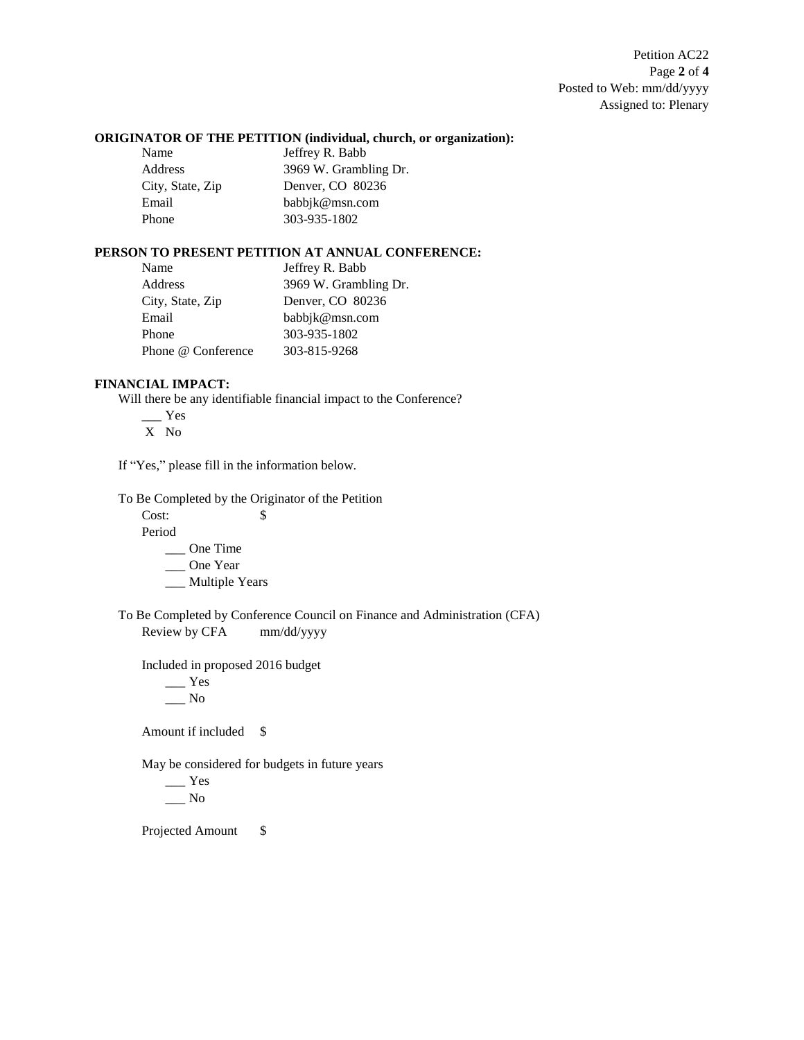**ORIGINATOR OF THE PETITION (individual, church, or organization):**

| | |
|---|---|
| Name | Jeffrey R. Babb |
| Address | 3969 W. Grambling Dr. |
| City, State, Zip | Denver, CO 80236 |
| Email | babbjk@msn.com |
| Phone | 303-935-1802 |

**PERSON TO PRESENT PETITION AT ANNUAL CONFERENCE:**

| | |
|---|---|
| Name | Jeffrey R. Babb |
| Address | 3969 W. Grambling Dr. |
| City, State, Zip | Denver, CO 80236 |
| Email | babbjk@msn.com |
| Phone | 303-935-1802 |
| Phone @ Conference | 303-815-9268 |

**FINANCIAL IMPACT:**

Will there be any identifiable financial impact to the Conference?

___ Yes
 X  No

If "Yes," please fill in the information below.

To Be Completed by the Originator of the Petition

Cost: $

Period

___ One Time
___ One Year
___ Multiple Years

To Be Completed by Conference Council on Finance and Administration (CFA)

Review by CFA mm/dd/yyyy

Included in proposed 2016 budget

___ Yes
___ No

Amount if included $

May be considered for budgets in future years

___ Yes
___ No

Projected Amount $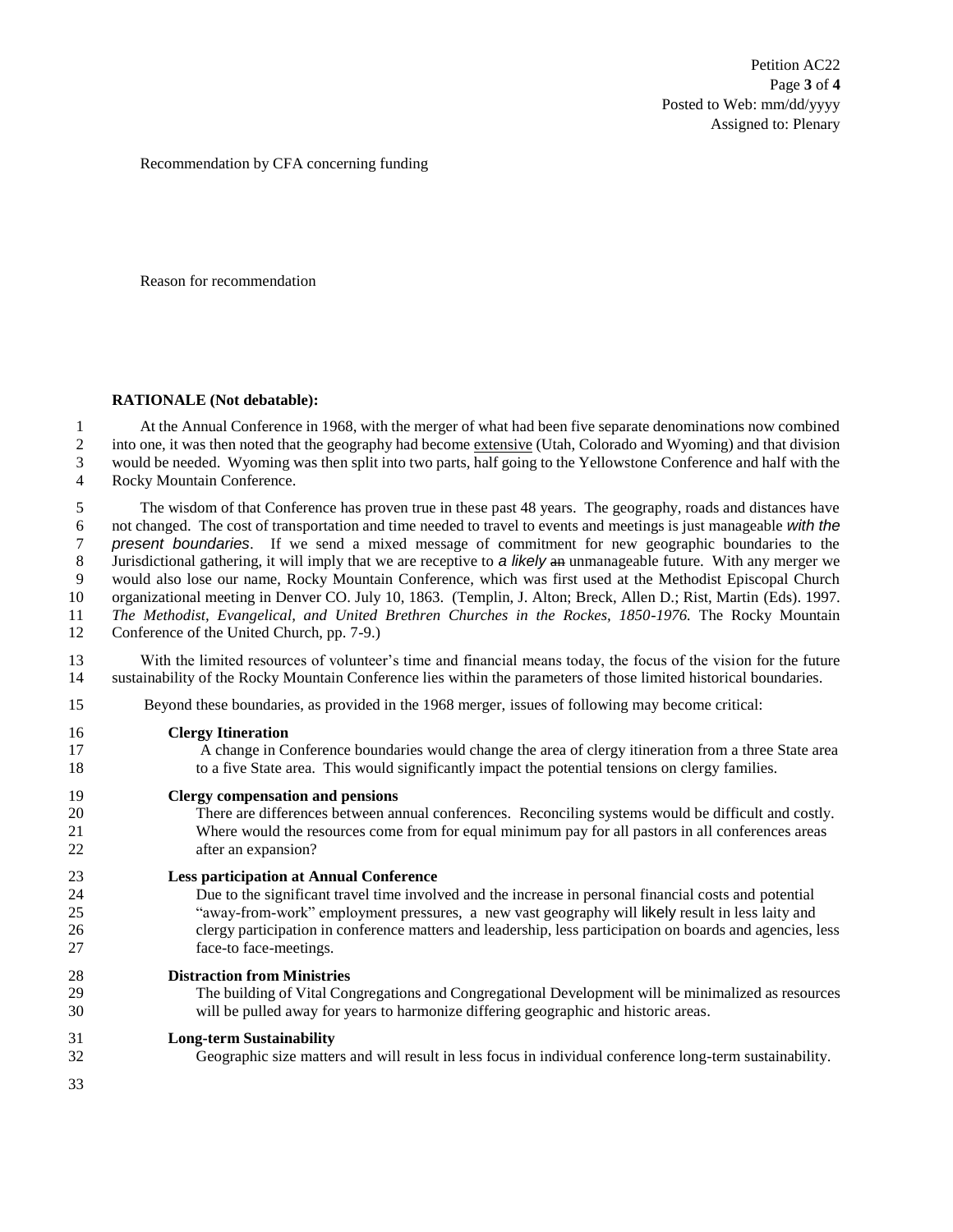Recommendation by CFA concerning funding

Reason for recommendation

**RATIONALE (Not debatable):**

At the Annual Conference in 1968, with the merger of what had been five separate denominations now combined into one, it was then noted that the geography had become extensive (Utah, Colorado and Wyoming) and that division would be needed. Wyoming was then split into two parts, half going to the Yellowstone Conference and half with the Rocky Mountain Conference.

The wisdom of that Conference has proven true in these past 48 years. The geography, roads and distances have not changed. The cost of transportation and time needed to travel to events and meetings is just manageable *with the present boundaries*. If we send a mixed message of commitment for new geographic boundaries to the Jurisdictional gathering, it will imply that we are receptive to *a likely* ~~an~~ unmanageable future. With any merger we would also lose our name, Rocky Mountain Conference, which was first used at the Methodist Episcopal Church organizational meeting in Denver CO. July 10, 1863. (Templin, J. Alton; Breck, Allen D.; Rist, Martin (Eds). 1997. *The Methodist, Evangelical, and United Brethren Churches in the Rockes, 1850-1976.* The Rocky Mountain Conference of the United Church, pp. 7-9.)

With the limited resources of volunteer's time and financial means today, the focus of the vision for the future sustainability of the Rocky Mountain Conference lies within the parameters of those limited historical boundaries.

Beyond these boundaries, as provided in the 1968 merger, issues of following may become critical:

**Clergy Itineration**
A change in Conference boundaries would change the area of clergy itineration from a three State area to a five State area. This would significantly impact the potential tensions on clergy families.

**Clergy compensation and pensions**
There are differences between annual conferences. Reconciling systems would be difficult and costly. Where would the resources come from for equal minimum pay for all pastors in all conferences areas after an expansion?

**Less participation at Annual Conference**
Due to the significant travel time involved and the increase in personal financial costs and potential "away-from-work" employment pressures, a new vast geography will likely result in less laity and clergy participation in conference matters and leadership, less participation on boards and agencies, less face-to face-meetings.

**Distraction from Ministries**
The building of Vital Congregations and Congregational Development will be minimalized as resources will be pulled away for years to harmonize differing geographic and historic areas.

**Long-term Sustainability**
Geographic size matters and will result in less focus in individual conference long-term sustainability.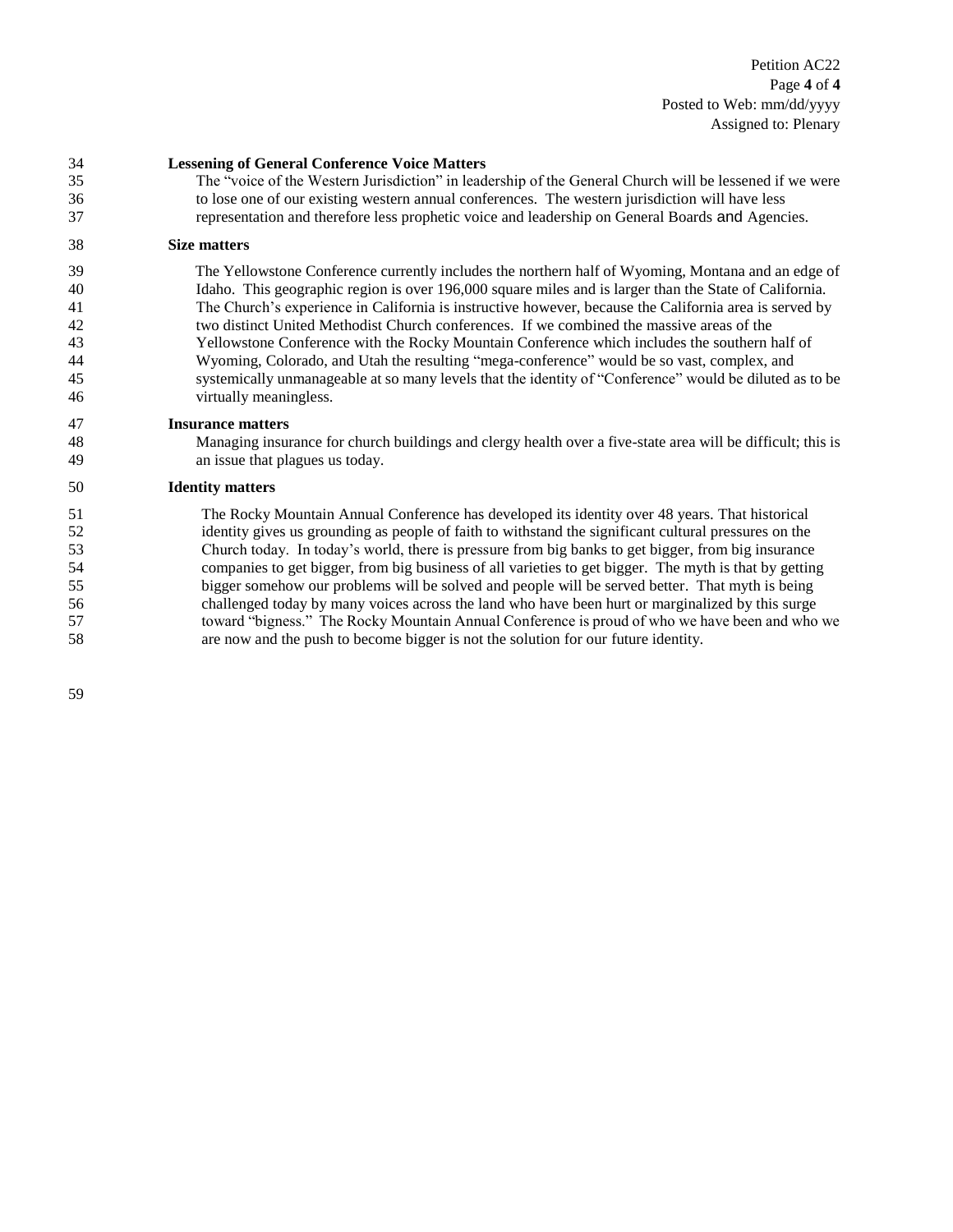**Lessening of General Conference Voice Matters**

The "voice of the Western Jurisdiction" in leadership of the General Church will be lessened if we were to lose one of our existing western annual conferences. The western jurisdiction will have less representation and therefore less prophetic voice and leadership on General Boards and Agencies.

**Size matters**

The Yellowstone Conference currently includes the northern half of Wyoming, Montana and an edge of Idaho. This geographic region is over 196,000 square miles and is larger than the State of California. The Church's experience in California is instructive however, because the California area is served by two distinct United Methodist Church conferences. If we combined the massive areas of the Yellowstone Conference with the Rocky Mountain Conference which includes the southern half of Wyoming, Colorado, and Utah the resulting "mega-conference" would be so vast, complex, and systemically unmanageable at so many levels that the identity of "Conference" would be diluted as to be virtually meaningless.

**Insurance matters**

Managing insurance for church buildings and clergy health over a five-state area will be difficult; this is an issue that plagues us today.

**Identity matters**

The Rocky Mountain Annual Conference has developed its identity over 48 years. That historical identity gives us grounding as people of faith to withstand the significant cultural pressures on the Church today. In today's world, there is pressure from big banks to get bigger, from big insurance companies to get bigger, from big business of all varieties to get bigger. The myth is that by getting bigger somehow our problems will be solved and people will be served better. That myth is being challenged today by many voices across the land who have been hurt or marginalized by this surge toward "bigness." The Rocky Mountain Annual Conference is proud of who we have been and who we are now and the push to become bigger is not the solution for our future identity.